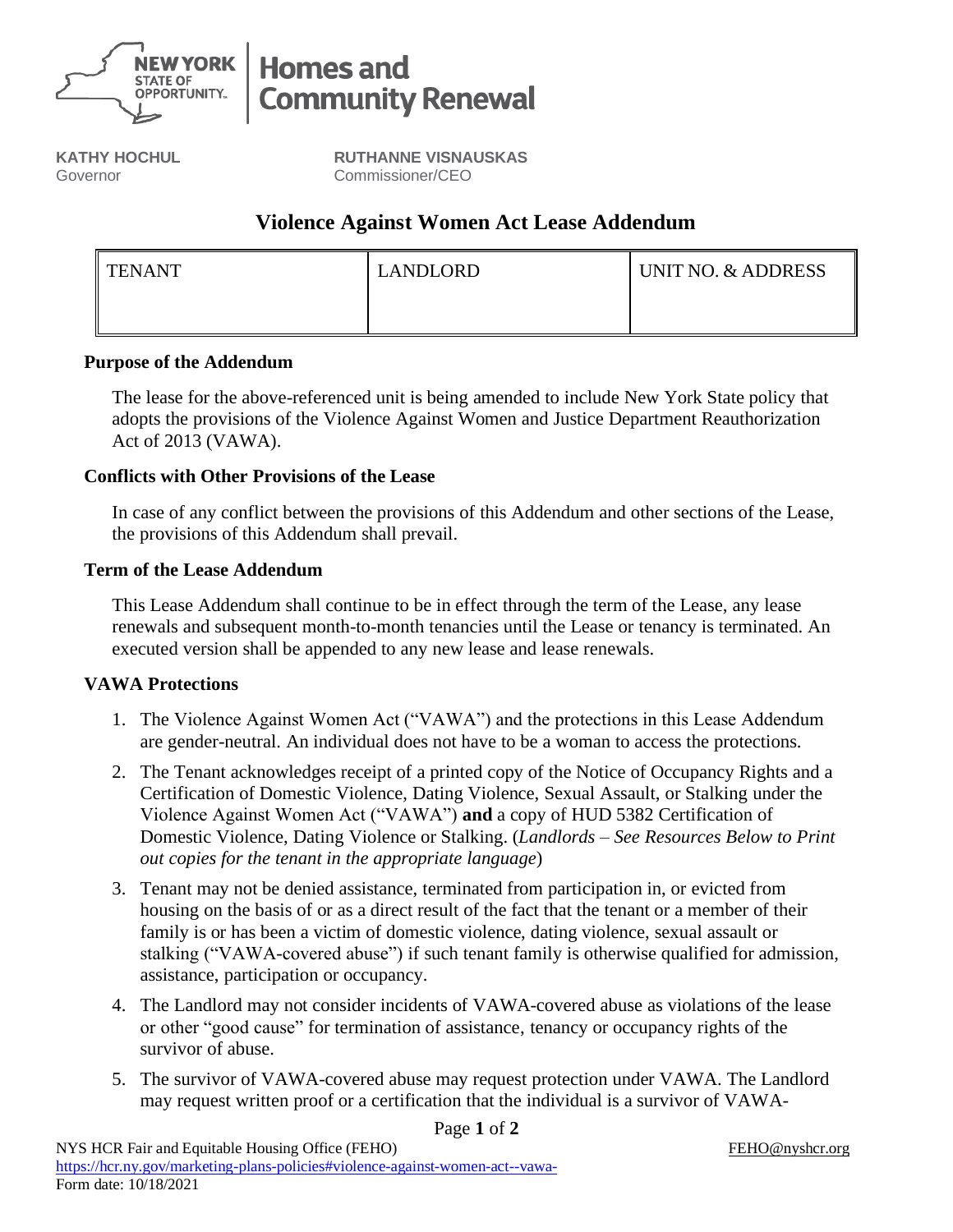**NEW YORK STATE OF OPPORTUNITY.** | **Homes and Community Renewal**

**KATHY HOCHUL**
Governor

**RUTHANNE VISNAUSKAS**
Commissioner/CEO

# Violence Against Women Act Lease Addendum

| TENANT | LANDLORD | UNIT NO. & ADDRESS |
|---|---|---|
| | | |

### Purpose of the Addendum

The lease for the above-referenced unit is being amended to include New York State policy that adopts the provisions of the Violence Against Women and Justice Department Reauthorization Act of 2013 (VAWA).

### Conflicts with Other Provisions of the Lease

In case of any conflict between the provisions of this Addendum and other sections of the Lease, the provisions of this Addendum shall prevail.

### Term of the Lease Addendum

This Lease Addendum shall continue to be in effect through the term of the Lease, any lease renewals and subsequent month-to-month tenancies until the Lease or tenancy is terminated. An executed version shall be appended to any new lease and lease renewals.

### VAWA Protections

1. The Violence Against Women Act ("VAWA") and the protections in this Lease Addendum are gender-neutral. An individual does not have to be a woman to access the protections.
2. The Tenant acknowledges receipt of a printed copy of the Notice of Occupancy Rights and a Certification of Domestic Violence, Dating Violence, Sexual Assault, or Stalking under the Violence Against Women Act ("VAWA") **and** a copy of HUD 5382 Certification of Domestic Violence, Dating Violence or Stalking. (*Landlords – See Resources Below to Print out copies for the tenant in the appropriate language*)
3. Tenant may not be denied assistance, terminated from participation in, or evicted from housing on the basis of or as a direct result of the fact that the tenant or a member of their family is or has been a victim of domestic violence, dating violence, sexual assault or stalking ("VAWA-covered abuse") if such tenant family is otherwise qualified for admission, assistance, participation or occupancy.
4. The Landlord may not consider incidents of VAWA-covered abuse as violations of the lease or other "good cause" for termination of assistance, tenancy or occupancy rights of the survivor of abuse.
5. The survivor of VAWA-covered abuse may request protection under VAWA. The Landlord may request written proof or a certification that the individual is a survivor of VAWA-

NYS HCR Fair and Equitable Housing Office (FEHO) FEHO@nyshcr.org
https://hcr.ny.gov/marketing-plans-policies#violence-against-women-act--vawa-
Form date: 10/18/2021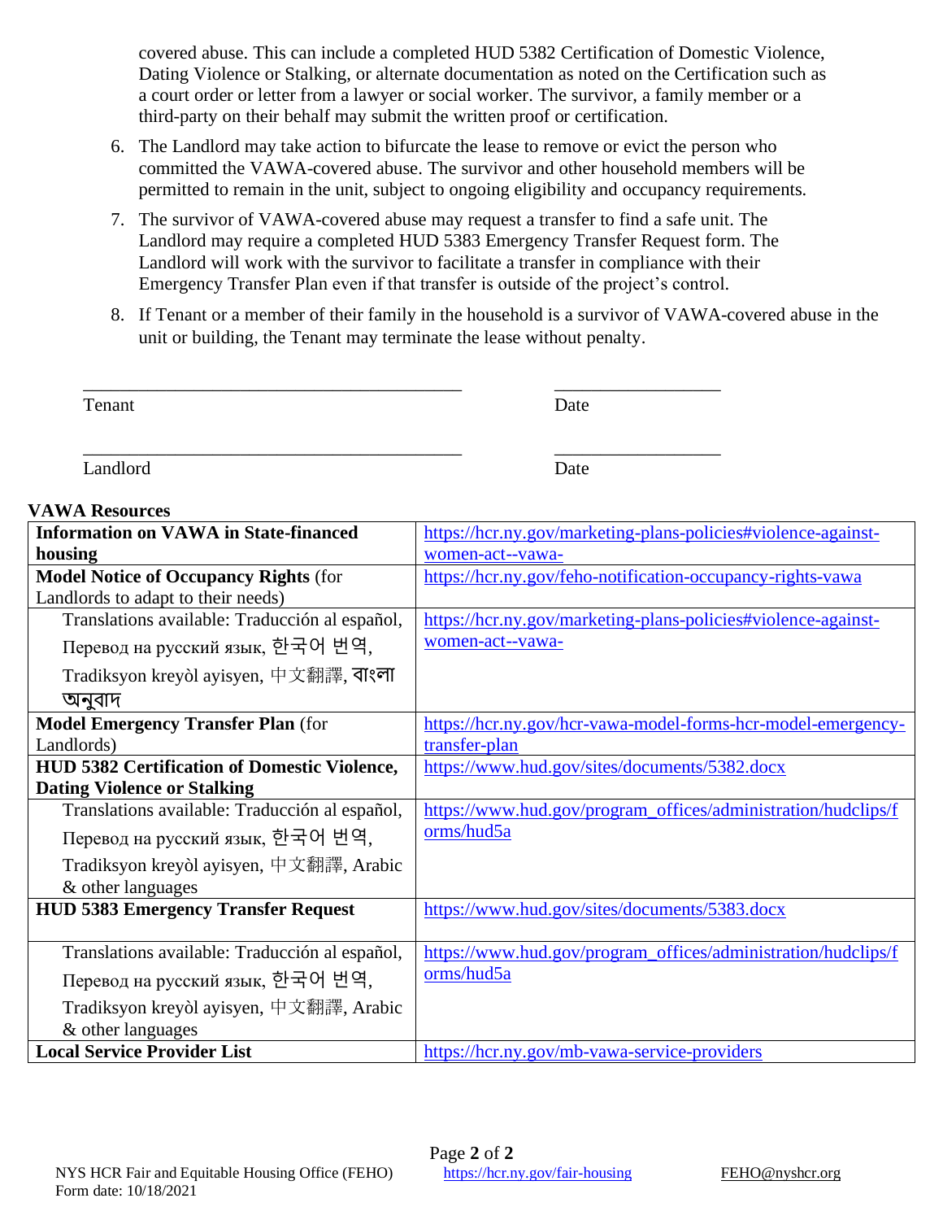covered abuse. This can include a completed HUD 5382 Certification of Domestic Violence, Dating Violence or Stalking, or alternate documentation as noted on the Certification such as a court order or letter from a lawyer or social worker. The survivor, a family member or a third-party on their behalf may submit the written proof or certification.

6. The Landlord may take action to bifurcate the lease to remove or evict the person who committed the VAWA-covered abuse. The survivor and other household members will be permitted to remain in the unit, subject to ongoing eligibility and occupancy requirements.
7. The survivor of VAWA-covered abuse may request a transfer to find a safe unit. The Landlord may require a completed HUD 5383 Emergency Transfer Request form. The Landlord will work with the survivor to facilitate a transfer in compliance with their Emergency Transfer Plan even if that transfer is outside of the project's control.
8. If Tenant or a member of their family in the household is a survivor of VAWA-covered abuse in the unit or building, the Tenant may terminate the lease without penalty.

_________________________________________ __________________

Tenant Date

_________________________________________ __________________

Landlord Date

**VAWA Resources**

| | |
|---|---|
| **Information on VAWA in State-financed housing** | https://hcr.ny.gov/marketing-plans-policies#violence-against-women-act--vawa- |
| **Model Notice of Occupancy Rights** (for Landlords to adapt to their needs) | https://hcr.ny.gov/feho-notification-occupancy-rights-vawa |
| Translations available: Traducción al español, Перевод на русский язык, 한국어 번역, Tradiksyon kreyòl ayisyen, 中文翻譯, বাংলা অনুবাদ | https://hcr.ny.gov/marketing-plans-policies#violence-against-women-act--vawa- |
| **Model Emergency Transfer Plan** (for Landlords) | https://hcr.ny.gov/hcr-vawa-model-forms-hcr-model-emergency-transfer-plan |
| **HUD 5382 Certification of Domestic Violence, Dating Violence or Stalking** | https://www.hud.gov/sites/documents/5382.docx |
| Translations available: Traducción al español, Перевод на русский язык, 한국어 번역, Tradiksyon kreyòl ayisyen, 中文翻譯, Arabic & other languages | https://www.hud.gov/program_offices/administration/hudclips/forms/hud5a |
| **HUD 5383 Emergency Transfer Request** | https://www.hud.gov/sites/documents/5383.docx |
| Translations available: Traducción al español, Перевод на русский язык, 한국어 번역, Tradiksyon kreyòl ayisyen, 中文翻譯, Arabic & other languages | https://www.hud.gov/program_offices/administration/hudclips/forms/hud5a |
| **Local Service Provider List** | https://hcr.ny.gov/mb-vawa-service-providers |

NYS HCR Fair and Equitable Housing Office (FEHO) https://hcr.ny.gov/fair-housing FEHO@nyshcr.org
Form date: 10/18/2021